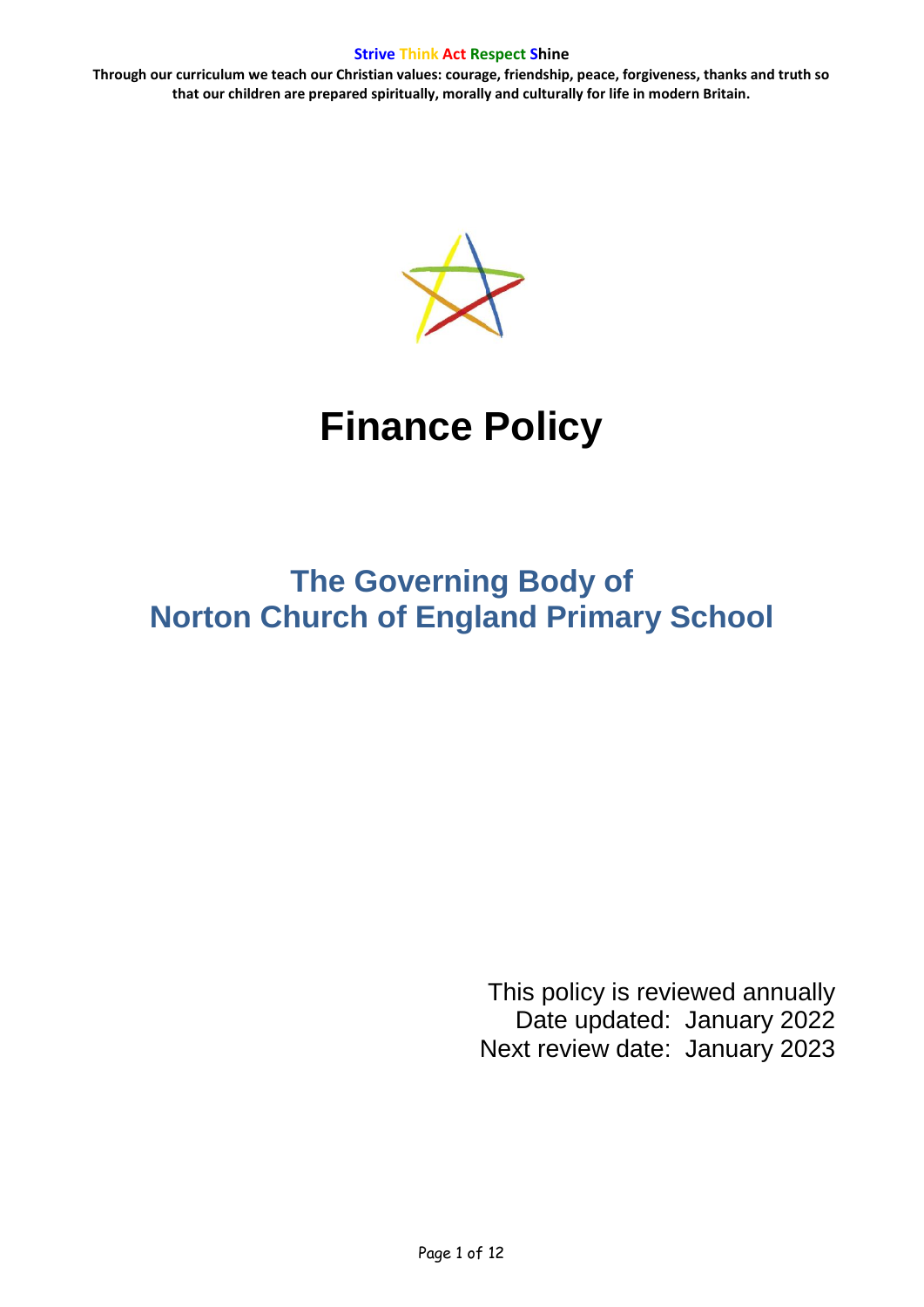**Strive Think Act Respect Shine**

**Through our curriculum we teach our Christian values: courage, friendship, peace, forgiveness, thanks and truth so that our children are prepared spiritually, morally and culturally for life in modern Britain.**

# Finance Policy

## The Governing Body of Norton Church of England Primary School

This policy is reviewed annually
Date updated: January 2022
Next review date: January 2023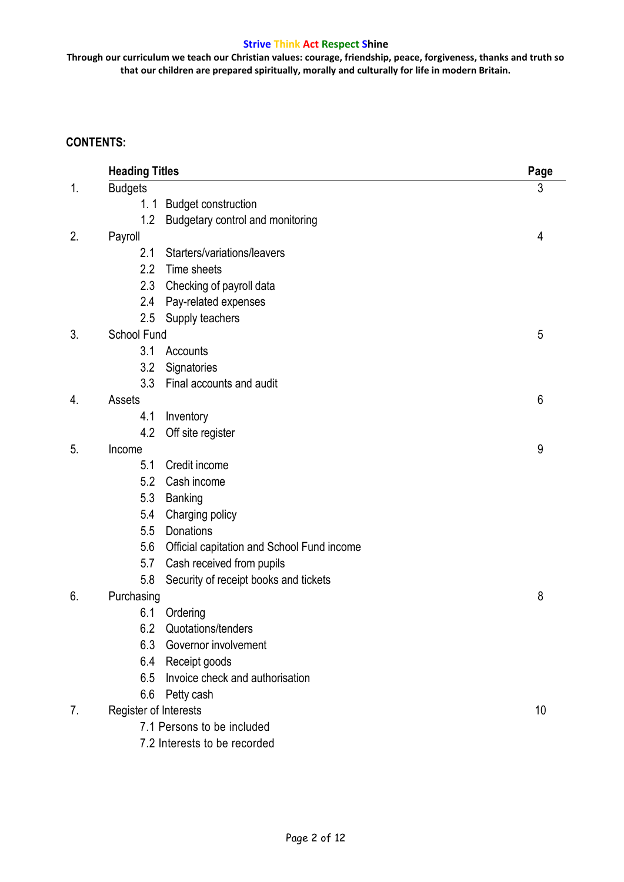**Strive Think Act Respect Shine**

**Through our curriculum we teach our Christian values: courage, friendship, peace, forgiveness, thanks and truth so that our children are prepared spiritually, morally and culturally for life in modern Britain.**

## CONTENTS:

| | Heading Titles | Page |
|---|---|---|
| 1. | Budgets | 3 |
| | 1.1 Budget construction | |
| | 1.2 Budgetary control and monitoring | |
| 2. | Payroll | 4 |
| | 2.1 Starters/variations/leavers | |
| | 2.2 Time sheets | |
| | 2.3 Checking of payroll data | |
| | 2.4 Pay-related expenses | |
| | 2.5 Supply teachers | |
| 3. | School Fund | 5 |
| | 3.1 Accounts | |
| | 3.2 Signatories | |
| | 3.3 Final accounts and audit | |
| 4. | Assets | 6 |
| | 4.1 Inventory | |
| | 4.2 Off site register | |
| 5. | Income | 9 |
| | 5.1 Credit income | |
| | 5.2 Cash income | |
| | 5.3 Banking | |
| | 5.4 Charging policy | |
| | 5.5 Donations | |
| | 5.6 Official capitation and School Fund income | |
| | 5.7 Cash received from pupils | |
| | 5.8 Security of receipt books and tickets | |
| 6. | Purchasing | 8 |
| | 6.1 Ordering | |
| | 6.2 Quotations/tenders | |
| | 6.3 Governor involvement | |
| | 6.4 Receipt goods | |
| | 6.5 Invoice check and authorisation | |
| | 6.6 Petty cash | |
| 7. | Register of Interests | 10 |
| | 7.1 Persons to be included | |
| | 7.2 Interests to be recorded | |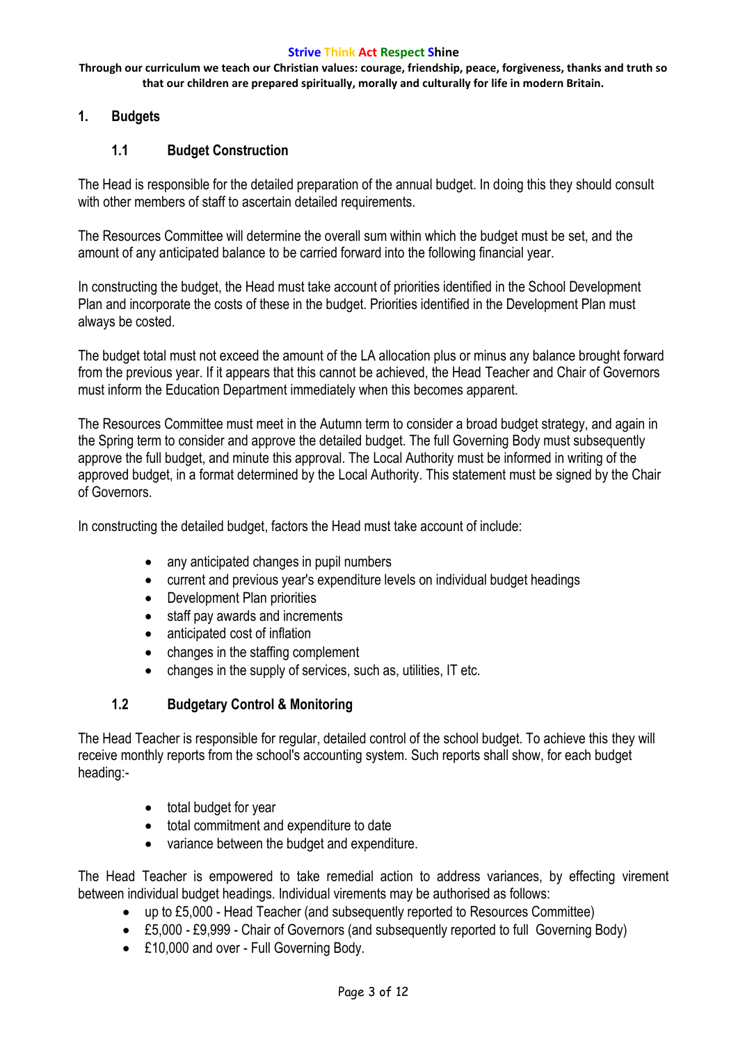## 1. Budgets

### 1.1 Budget Construction

The Head is responsible for the detailed preparation of the annual budget. In doing this they should consult with other members of staff to ascertain detailed requirements.

The Resources Committee will determine the overall sum within which the budget must be set, and the amount of any anticipated balance to be carried forward into the following financial year.

In constructing the budget, the Head must take account of priorities identified in the School Development Plan and incorporate the costs of these in the budget. Priorities identified in the Development Plan must always be costed.

The budget total must not exceed the amount of the LA allocation plus or minus any balance brought forward from the previous year. If it appears that this cannot be achieved, the Head Teacher and Chair of Governors must inform the Education Department immediately when this becomes apparent.

The Resources Committee must meet in the Autumn term to consider a broad budget strategy, and again in the Spring term to consider and approve the detailed budget. The full Governing Body must subsequently approve the full budget, and minute this approval. The Local Authority must be informed in writing of the approved budget, in a format determined by the Local Authority. This statement must be signed by the Chair of Governors.

In constructing the detailed budget, factors the Head must take account of include:

- any anticipated changes in pupil numbers
- current and previous year's expenditure levels on individual budget headings
- Development Plan priorities
- staff pay awards and increments
- anticipated cost of inflation
- changes in the staffing complement
- changes in the supply of services, such as, utilities, IT etc.

### 1.2 Budgetary Control & Monitoring

The Head Teacher is responsible for regular, detailed control of the school budget. To achieve this they will receive monthly reports from the school's accounting system. Such reports shall show, for each budget heading:-

- total budget for year
- total commitment and expenditure to date
- variance between the budget and expenditure.

The Head Teacher is empowered to take remedial action to address variances, by effecting virement between individual budget headings. Individual virements may be authorised as follows:

- up to £5,000 - Head Teacher (and subsequently reported to Resources Committee)
- £5,000 - £9,999 - Chair of Governors (and subsequently reported to full Governing Body)
- £10,000 and over - Full Governing Body.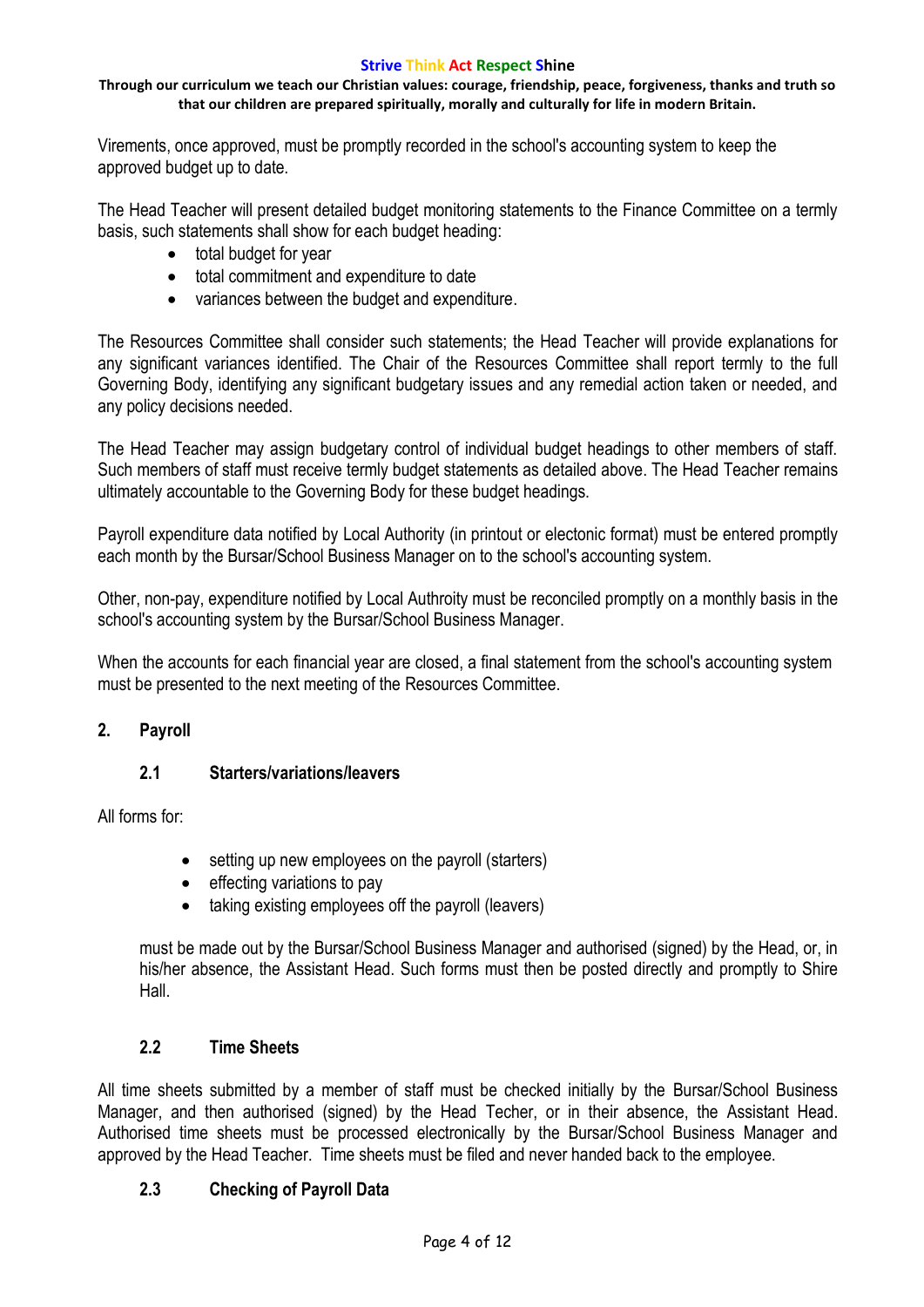Virements, once approved, must be promptly recorded in the school's accounting system to keep the approved budget up to date.

The Head Teacher will present detailed budget monitoring statements to the Finance Committee on a termly basis, such statements shall show for each budget heading:

- total budget for year
- total commitment and expenditure to date
- variances between the budget and expenditure.

The Resources Committee shall consider such statements; the Head Teacher will provide explanations for any significant variances identified. The Chair of the Resources Committee shall report termly to the full Governing Body, identifying any significant budgetary issues and any remedial action taken or needed, and any policy decisions needed.

The Head Teacher may assign budgetary control of individual budget headings to other members of staff. Such members of staff must receive termly budget statements as detailed above. The Head Teacher remains ultimately accountable to the Governing Body for these budget headings.

Payroll expenditure data notified by Local Authority (in printout or electonic format) must be entered promptly each month by the Bursar/School Business Manager on to the school's accounting system.

Other, non-pay, expenditure notified by Local Authroity must be reconciled promptly on a monthly basis in the school's accounting system by the Bursar/School Business Manager.

When the accounts for each financial year are closed, a final statement from the school's accounting system must be presented to the next meeting of the Resources Committee.

## 2. Payroll

### 2.1 Starters/variations/leavers

All forms for:

- setting up new employees on the payroll (starters)
- effecting variations to pay
- taking existing employees off the payroll (leavers)

must be made out by the Bursar/School Business Manager and authorised (signed) by the Head, or, in his/her absence, the Assistant Head. Such forms must then be posted directly and promptly to Shire Hall.

### 2.2 Time Sheets

All time sheets submitted by a member of staff must be checked initially by the Bursar/School Business Manager, and then authorised (signed) by the Head Techer, or in their absence, the Assistant Head. Authorised time sheets must be processed electronically by the Bursar/School Business Manager and approved by the Head Teacher. Time sheets must be filed and never handed back to the employee.

### 2.3 Checking of Payroll Data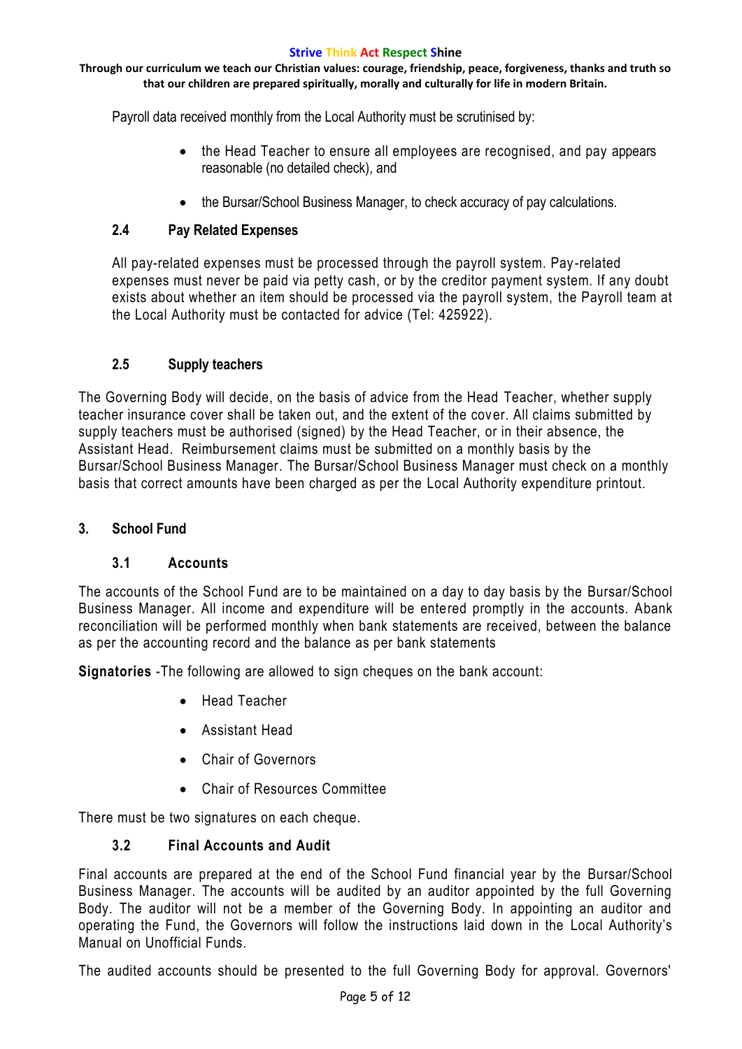Payroll data received monthly from the Local Authority must be scrutinised by:

- the Head Teacher to ensure all employees are recognised, and pay appears reasonable (no detailed check), and
- the Bursar/School Business Manager, to check accuracy of pay calculations.

### 2.4 Pay Related Expenses

All pay-related expenses must be processed through the payroll system. Pay-related expenses must never be paid via petty cash, or by the creditor payment system. If any doubt exists about whether an item should be processed via the payroll system, the Payroll team at the Local Authority must be contacted for advice (Tel: 425922).

### 2.5 Supply teachers

The Governing Body will decide, on the basis of advice from the Head Teacher, whether supply teacher insurance cover shall be taken out, and the extent of the cover. All claims submitted by supply teachers must be authorised (signed) by the Head Teacher, or in their absence, the Assistant Head. Reimbursement claims must be submitted on a monthly basis by the Bursar/School Business Manager. The Bursar/School Business Manager must check on a monthly basis that correct amounts have been charged as per the Local Authority expenditure printout.

## 3. School Fund

### 3.1 Accounts

The accounts of the School Fund are to be maintained on a day to day basis by the Bursar/School Business Manager. All income and expenditure will be entered promptly in the accounts. Abank reconciliation will be performed monthly when bank statements are received, between the balance as per the accounting record and the balance as per bank statements

**Signatories** -The following are allowed to sign cheques on the bank account:

- Head Teacher
- Assistant Head
- Chair of Governors
- Chair of Resources Committee

There must be two signatures on each cheque.

### 3.2 Final Accounts and Audit

Final accounts are prepared at the end of the School Fund financial year by the Bursar/School Business Manager. The accounts will be audited by an auditor appointed by the full Governing Body. The auditor will not be a member of the Governing Body. In appointing an auditor and operating the Fund, the Governors will follow the instructions laid down in the Local Authority's Manual on Unofficial Funds.

The audited accounts should be presented to the full Governing Body for approval. Governors'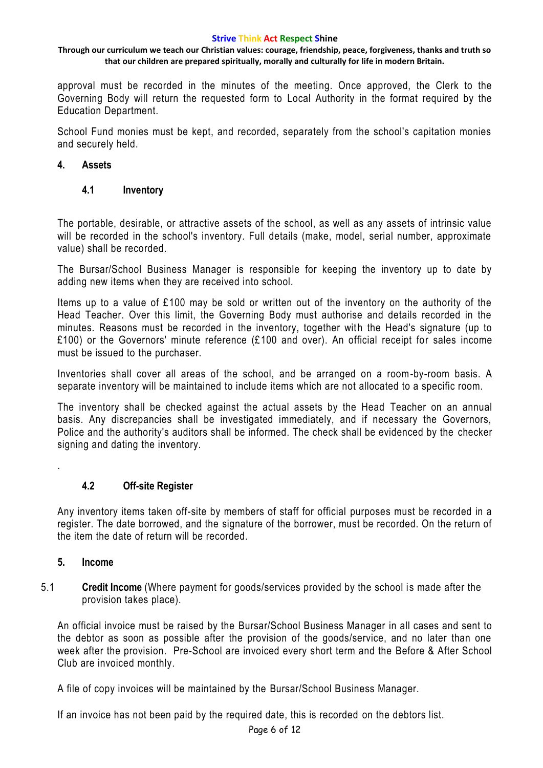approval must be recorded in the minutes of the meeting. Once approved, the Clerk to the Governing Body will return the requested form to Local Authority in the format required by the Education Department.

School Fund monies must be kept, and recorded, separately from the school's capitation monies and securely held.

## 4. Assets

### 4.1 Inventory

The portable, desirable, or attractive assets of the school, as well as any assets of intrinsic value will be recorded in the school's inventory. Full details (make, model, serial number, approximate value) shall be recorded.

The Bursar/School Business Manager is responsible for keeping the inventory up to date by adding new items when they are received into school.

Items up to a value of £100 may be sold or written out of the inventory on the authority of the Head Teacher. Over this limit, the Governing Body must authorise and details recorded in the minutes. Reasons must be recorded in the inventory, together with the Head's signature (up to £100) or the Governors' minute reference (£100 and over). An official receipt for sales income must be issued to the purchaser.

Inventories shall cover all areas of the school, and be arranged on a room-by-room basis. A separate inventory will be maintained to include items which are not allocated to a specific room.

The inventory shall be checked against the actual assets by the Head Teacher on an annual basis. Any discrepancies shall be investigated immediately, and if necessary the Governors, Police and the authority's auditors shall be informed. The check shall be evidenced by the checker signing and dating the inventory.

.

### 4.2 Off-site Register

Any inventory items taken off-site by members of staff for official purposes must be recorded in a register. The date borrowed, and the signature of the borrower, must be recorded. On the return of the item the date of return will be recorded.

## 5. Income

5.1 **Credit Income** (Where payment for goods/services provided by the school is made after the provision takes place).

An official invoice must be raised by the Bursar/School Business Manager in all cases and sent to the debtor as soon as possible after the provision of the goods/service, and no later than one week after the provision. Pre-School are invoiced every short term and the Before & After School Club are invoiced monthly.

A file of copy invoices will be maintained by the Bursar/School Business Manager.

If an invoice has not been paid by the required date, this is recorded on the debtors list.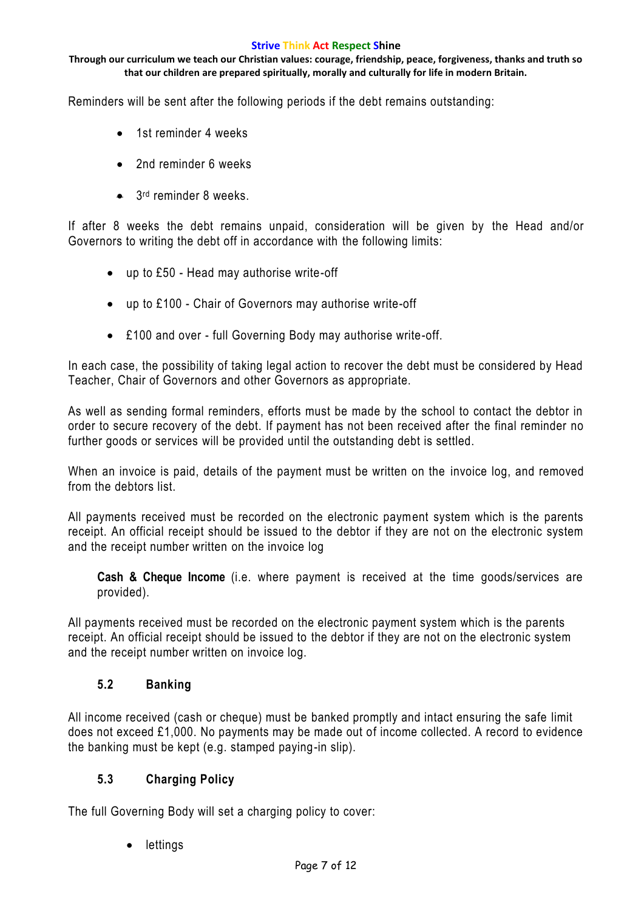Reminders will be sent after the following periods if the debt remains outstanding:

- 1st reminder 4 weeks
- 2nd reminder 6 weeks
- 3rd reminder 8 weeks.

If after 8 weeks the debt remains unpaid, consideration will be given by the Head and/or Governors to writing the debt off in accordance with the following limits:

- up to £50 - Head may authorise write-off
- up to £100 - Chair of Governors may authorise write-off
- £100 and over - full Governing Body may authorise write-off.

In each case, the possibility of taking legal action to recover the debt must be considered by Head Teacher, Chair of Governors and other Governors as appropriate.

As well as sending formal reminders, efforts must be made by the school to contact the debtor in order to secure recovery of the debt. If payment has not been received after the final reminder no further goods or services will be provided until the outstanding debt is settled.

When an invoice is paid, details of the payment must be written on the invoice log, and removed from the debtors list.

All payments received must be recorded on the electronic payment system which is the parents receipt. An official receipt should be issued to the debtor if they are not on the electronic system and the receipt number written on the invoice log

**Cash & Cheque Income** (i.e. where payment is received at the time goods/services are provided).

All payments received must be recorded on the electronic payment system which is the parents receipt. An official receipt should be issued to the debtor if they are not on the electronic system and the receipt number written on invoice log.

### 5.2 Banking

All income received (cash or cheque) must be banked promptly and intact ensuring the safe limit does not exceed £1,000. No payments may be made out of income collected. A record to evidence the banking must be kept (e.g. stamped paying-in slip).

### 5.3 Charging Policy

The full Governing Body will set a charging policy to cover:

- lettings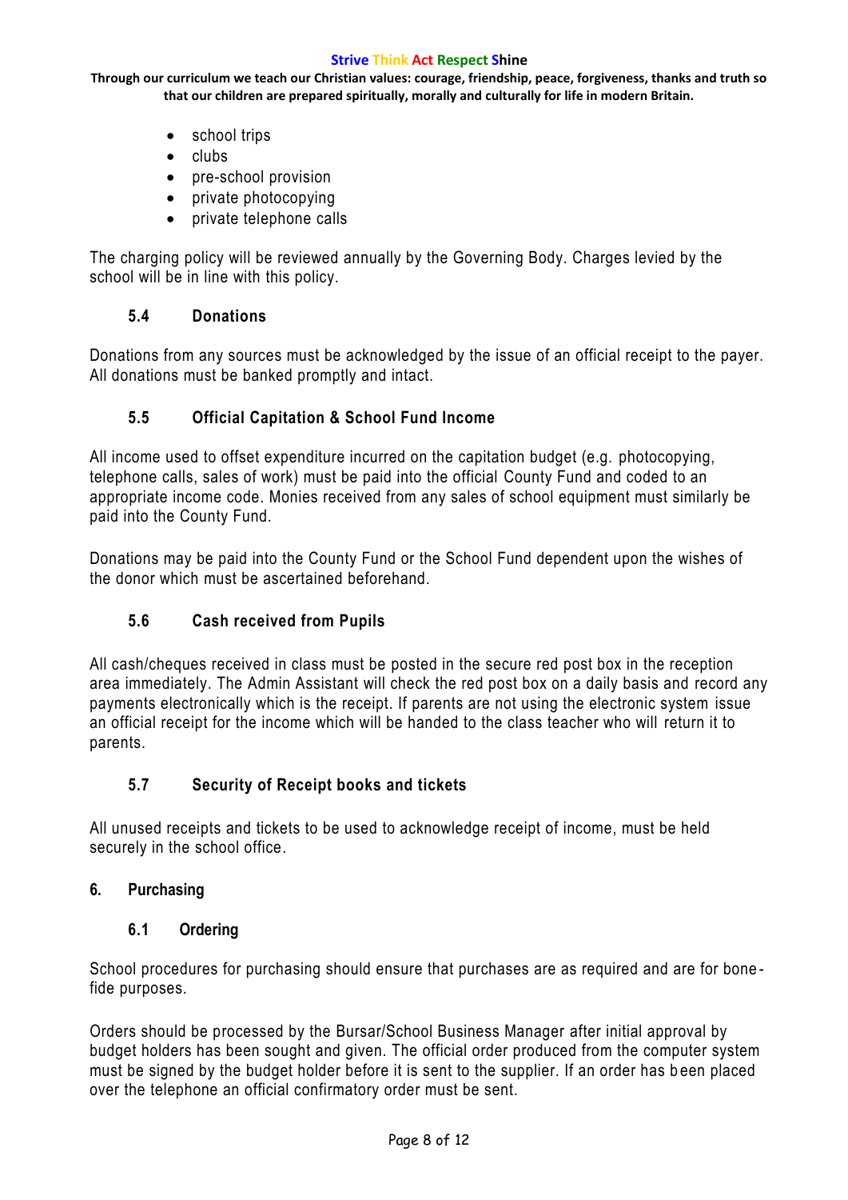- school trips
- clubs
- pre-school provision
- private photocopying
- private telephone calls

The charging policy will be reviewed annually by the Governing Body. Charges levied by the school will be in line with this policy.

### 5.4 Donations

Donations from any sources must be acknowledged by the issue of an official receipt to the payer. All donations must be banked promptly and intact.

### 5.5 Official Capitation & School Fund Income

All income used to offset expenditure incurred on the capitation budget (e.g. photocopying, telephone calls, sales of work) must be paid into the official County Fund and coded to an appropriate income code. Monies received from any sales of school equipment must similarly be paid into the County Fund.

Donations may be paid into the County Fund or the School Fund dependent upon the wishes of the donor which must be ascertained beforehand.

### 5.6 Cash received from Pupils

All cash/cheques received in class must be posted in the secure red post box in the reception area immediately. The Admin Assistant will check the red post box on a daily basis and record any payments electronically which is the receipt. If parents are not using the electronic system issue an official receipt for the income which will be handed to the class teacher who will return it to parents.

### 5.7 Security of Receipt books and tickets

All unused receipts and tickets to be used to acknowledge receipt of income, must be held securely in the school office.

## 6. Purchasing

### 6.1 Ordering

School procedures for purchasing should ensure that purchases are as required and are for bone-fide purposes.

Orders should be processed by the Bursar/School Business Manager after initial approval by budget holders has been sought and given. The official order produced from the computer system must be signed by the budget holder before it is sent to the supplier. If an order has been placed over the telephone an official confirmatory order must be sent.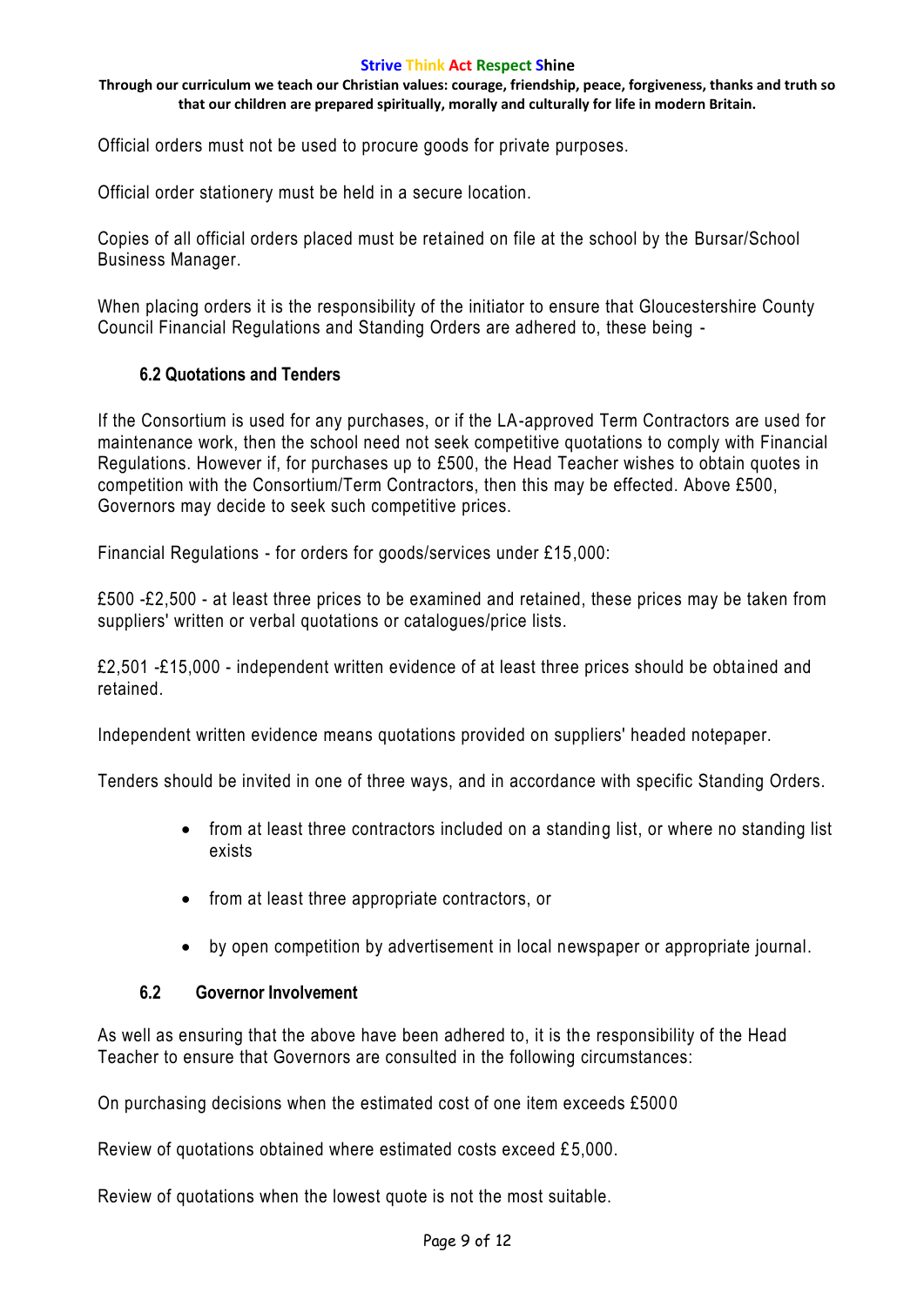Official orders must not be used to procure goods for private purposes.

Official order stationery must be held in a secure location.

Copies of all official orders placed must be retained on file at the school by the Bursar/School Business Manager.

When placing orders it is the responsibility of the initiator to ensure that Gloucestershire County Council Financial Regulations and Standing Orders are adhered to, these being -

### 6.2 Quotations and Tenders

If the Consortium is used for any purchases, or if the LA-approved Term Contractors are used for maintenance work, then the school need not seek competitive quotations to comply with Financial Regulations. However if, for purchases up to £500, the Head Teacher wishes to obtain quotes in competition with the Consortium/Term Contractors, then this may be effected. Above £500, Governors may decide to seek such competitive prices.

Financial Regulations - for orders for goods/services under £15,000:

£500 -£2,500 - at least three prices to be examined and retained, these prices may be taken from suppliers' written or verbal quotations or catalogues/price lists.

£2,501 -£15,000 - independent written evidence of at least three prices should be obtained and retained.

Independent written evidence means quotations provided on suppliers' headed notepaper.

Tenders should be invited in one of three ways, and in accordance with specific Standing Orders.

- from at least three contractors included on a standing list, or where no standing list exists
- from at least three appropriate contractors, or
- by open competition by advertisement in local newspaper or appropriate journal.

### 6.2 Governor Involvement

As well as ensuring that the above have been adhered to, it is the responsibility of the Head Teacher to ensure that Governors are consulted in the following circumstances:

On purchasing decisions when the estimated cost of one item exceeds £5000

Review of quotations obtained where estimated costs exceed £5,000.

Review of quotations when the lowest quote is not the most suitable.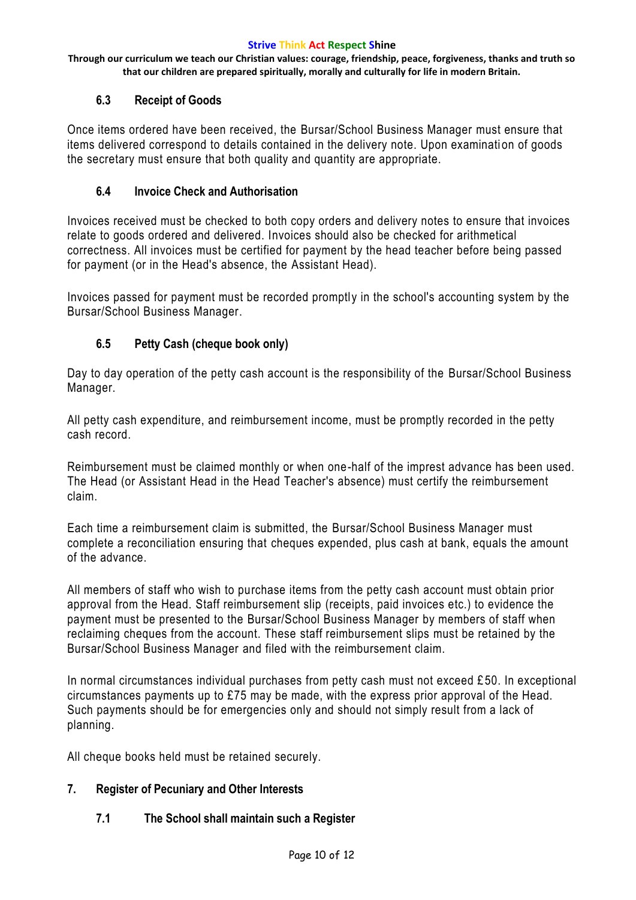### 6.3 Receipt of Goods

Once items ordered have been received, the Bursar/School Business Manager must ensure that items delivered correspond to details contained in the delivery note. Upon examination of goods the secretary must ensure that both quality and quantity are appropriate.

### 6.4 Invoice Check and Authorisation

Invoices received must be checked to both copy orders and delivery notes to ensure that invoices relate to goods ordered and delivered. Invoices should also be checked for arithmetical correctness. All invoices must be certified for payment by the head teacher before being passed for payment (or in the Head's absence, the Assistant Head).

Invoices passed for payment must be recorded promptly in the school's accounting system by the Bursar/School Business Manager.

### 6.5 Petty Cash (cheque book only)

Day to day operation of the petty cash account is the responsibility of the Bursar/School Business Manager.

All petty cash expenditure, and reimbursement income, must be promptly recorded in the petty cash record.

Reimbursement must be claimed monthly or when one-half of the imprest advance has been used. The Head (or Assistant Head in the Head Teacher's absence) must certify the reimbursement claim.

Each time a reimbursement claim is submitted, the Bursar/School Business Manager must complete a reconciliation ensuring that cheques expended, plus cash at bank, equals the amount of the advance.

All members of staff who wish to purchase items from the petty cash account must obtain prior approval from the Head. Staff reimbursement slip (receipts, paid invoices etc.) to evidence the payment must be presented to the Bursar/School Business Manager by members of staff when reclaiming cheques from the account. These staff reimbursement slips must be retained by the Bursar/School Business Manager and filed with the reimbursement claim.

In normal circumstances individual purchases from petty cash must not exceed £50. In exceptional circumstances payments up to £75 may be made, with the express prior approval of the Head. Such payments should be for emergencies only and should not simply result from a lack of planning.

All cheque books held must be retained securely.

## 7. Register of Pecuniary and Other Interests

### 7.1 The School shall maintain such a Register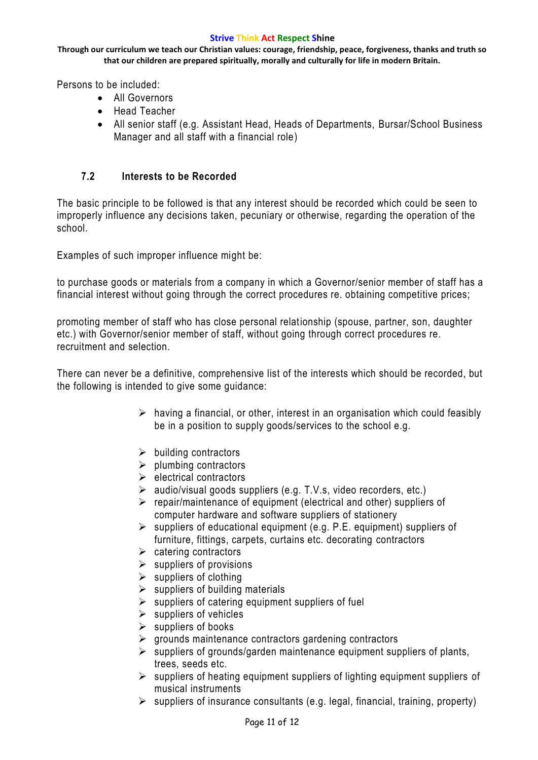Persons to be included:

- All Governors
- Head Teacher
- All senior staff (e.g. Assistant Head, Heads of Departments, Bursar/School Business Manager and all staff with a financial role)

### 7.2 Interests to be Recorded

The basic principle to be followed is that any interest should be recorded which could be seen to improperly influence any decisions taken, pecuniary or otherwise, regarding the operation of the school.

Examples of such improper influence might be:

to purchase goods or materials from a company in which a Governor/senior member of staff has a financial interest without going through the correct procedures re. obtaining competitive prices;

promoting member of staff who has close personal relationship (spouse, partner, son, daughter etc.) with Governor/senior member of staff, without going through correct procedures re. recruitment and selection.

There can never be a definitive, comprehensive list of the interests which should be recorded, but the following is intended to give some guidance:

- having a financial, or other, interest in an organisation which could feasibly be in a position to supply goods/services to the school e.g.

- building contractors
- plumbing contractors
- electrical contractors
- audio/visual goods suppliers (e.g. T.V.s, video recorders, etc.)
- repair/maintenance of equipment (electrical and other) suppliers of computer hardware and software suppliers of stationery
- suppliers of educational equipment (e.g. P.E. equipment) suppliers of furniture, fittings, carpets, curtains etc. decorating contractors
- catering contractors
- suppliers of provisions
- suppliers of clothing
- suppliers of building materials
- suppliers of catering equipment suppliers of fuel
- suppliers of vehicles
- suppliers of books
- grounds maintenance contractors gardening contractors
- suppliers of grounds/garden maintenance equipment suppliers of plants, trees, seeds etc.
- suppliers of heating equipment suppliers of lighting equipment suppliers of musical instruments
- suppliers of insurance consultants (e.g. legal, financial, training, property)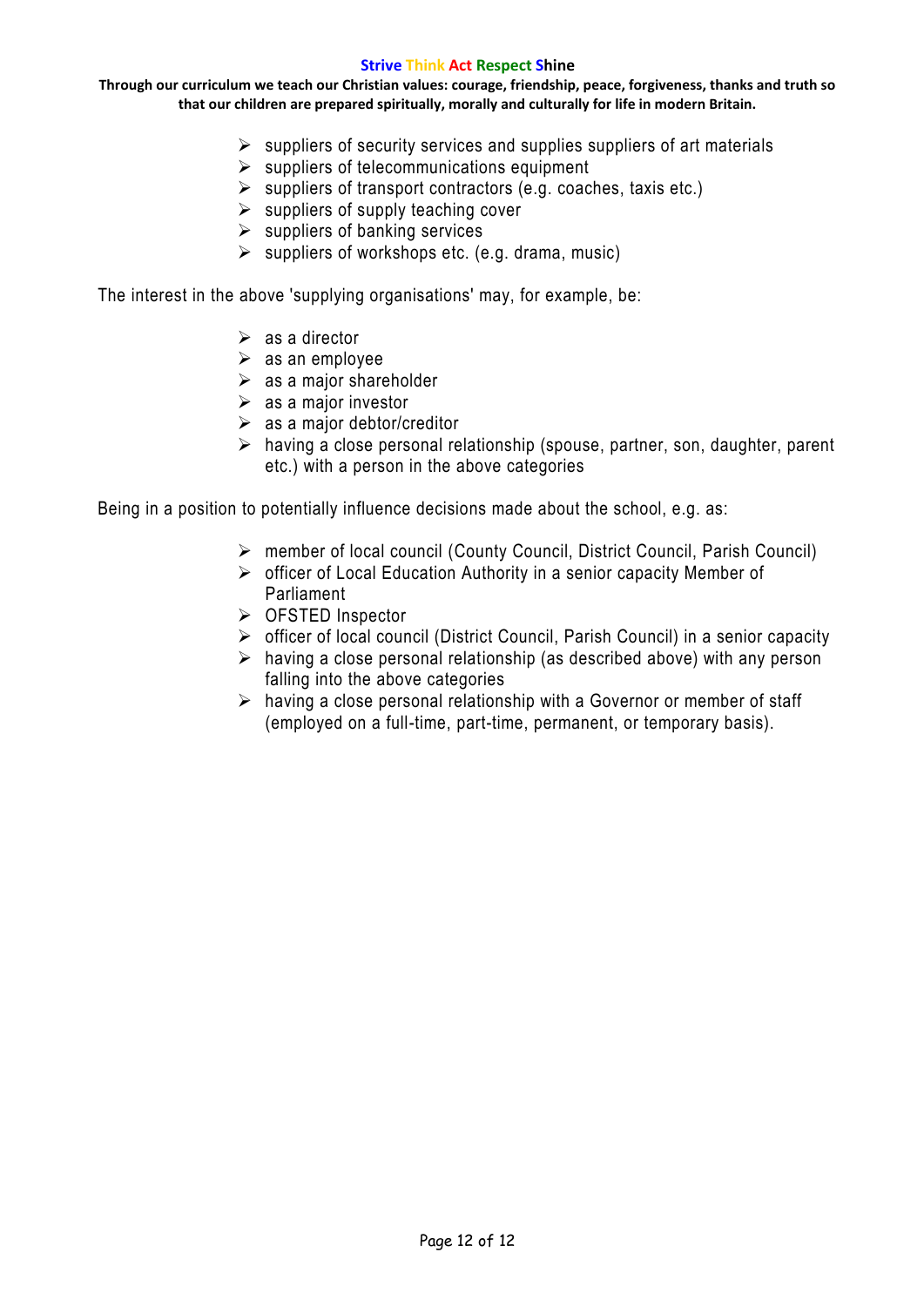- suppliers of security services and supplies suppliers of art materials
- suppliers of telecommunications equipment
- suppliers of transport contractors (e.g. coaches, taxis etc.)
- suppliers of supply teaching cover
- suppliers of banking services
- suppliers of workshops etc. (e.g. drama, music)

The interest in the above 'supplying organisations' may, for example, be:

- as a director
- as an employee
- as a major shareholder
- as a major investor
- as a major debtor/creditor
- having a close personal relationship (spouse, partner, son, daughter, parent etc.) with a person in the above categories

Being in a position to potentially influence decisions made about the school, e.g. as:

- member of local council (County Council, District Council, Parish Council)
- officer of Local Education Authority in a senior capacity Member of Parliament
- OFSTED Inspector
- officer of local council (District Council, Parish Council) in a senior capacity
- having a close personal relationship (as described above) with any person falling into the above categories
- having a close personal relationship with a Governor or member of staff (employed on a full-time, part-time, permanent, or temporary basis).